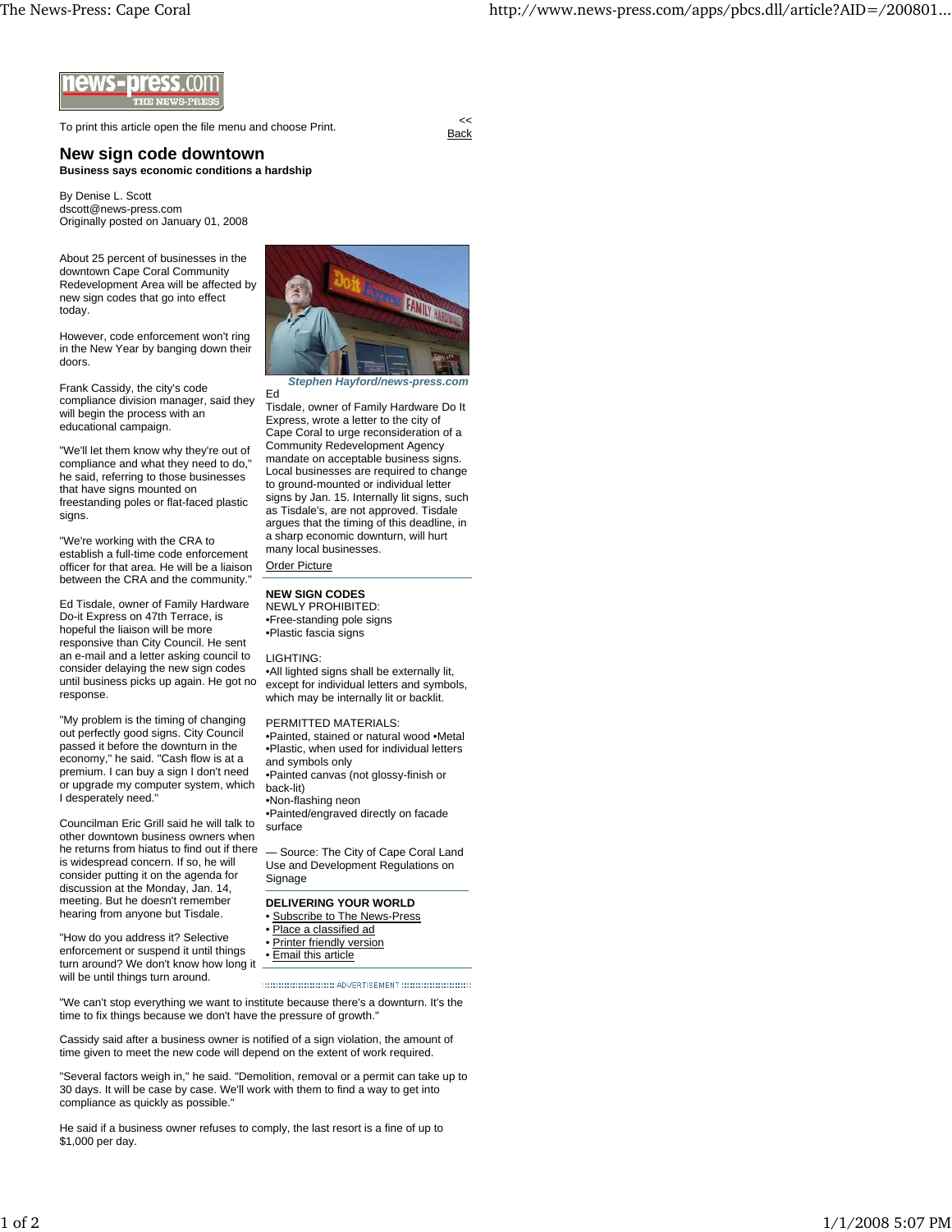news-press.com THE NEWS-PRESS

To print this article open the file menu and choose Print.

<< Back

# New sign code downtown

**Business says economic conditions a hardship**

By Denise L. Scott
dscott@news-press.com
Originally posted on January 01, 2008

About 25 percent of businesses in the downtown Cape Coral Community Redevelopment Area will be affected by new sign codes that go into effect today.

However, code enforcement won't ring in the New Year by banging down their doors.

Frank Cassidy, the city's code compliance division manager, said they will begin the process with an educational campaign.

"We'll let them know why they're out of compliance and what they need to do," he said, referring to those businesses that have signs mounted on freestanding poles or flat-faced plastic signs.

"We're working with the CRA to establish a full-time code enforcement officer for that area. He will be a liaison between the CRA and the community."

Ed Tisdale, owner of Family Hardware Do-it Express on 47th Terrace, is hopeful the liaison will be more responsive than City Council. He sent an e-mail and a letter asking council to consider delaying the new sign codes until business picks up again. He got no response.

"My problem is the timing of changing out perfectly good signs. City Council passed it before the downturn in the economy," he said. "Cash flow is at a premium. I can buy a sign I don't need or upgrade my computer system, which I desperately need."

Councilman Eric Grill said he will talk to other downtown business owners when he returns from hiatus to find out if there is widespread concern. If so, he will consider putting it on the agenda for discussion at the Monday, Jan. 14, meeting. But he doesn't remember hearing from anyone but Tisdale.

"How do you address it? Selective enforcement or suspend it until things turn around? We don't know how long it will be until things turn around.

"We can't stop everything we want to institute because there's a downturn. It's the time to fix things because we don't have the pressure of growth."

Cassidy said after a business owner is notified of a sign violation, the amount of time given to meet the new code will depend on the extent of work required.

"Several factors weigh in," he said. "Demolition, removal or a permit can take up to 30 days. It will be case by case. We'll work with them to find a way to get into compliance as quickly as possible."

He said if a business owner refuses to comply, the last resort is a fine of up to $1,000 per day.

*Stephen Hayford/news-press.com*

Ed Tisdale, owner of Family Hardware Do It Express, wrote a letter to the city of Cape Coral to urge reconsideration of a Community Redevelopment Agency mandate on acceptable business signs. Local businesses are required to change to ground-mounted or individual letter signs by Jan. 15. Internally lit signs, such as Tisdale's, are not approved. Tisdale argues that the timing of this deadline, in a sharp economic downturn, will hurt many local businesses.

Order Picture

**NEW SIGN CODES**

NEWLY PROHIBITED:
- Free-standing pole signs
- Plastic fascia signs

LIGHTING:
- All lighted signs shall be externally lit, except for individual letters and symbols, which may be internally lit or backlit.

PERMITTED MATERIALS:
- Painted, stained or natural wood
- Metal
- Plastic, when used for individual letters and symbols only
- Painted canvas (not glossy-finish or back-lit)
- Non-flashing neon
- Painted/engraved directly on facade surface

— Source: The City of Cape Coral Land Use and Development Regulations on Signage

**DELIVERING YOUR WORLD**
- Subscribe to The News-Press
- Place a classified ad
- Printer friendly version
- Email this article

ADVERTISEMENT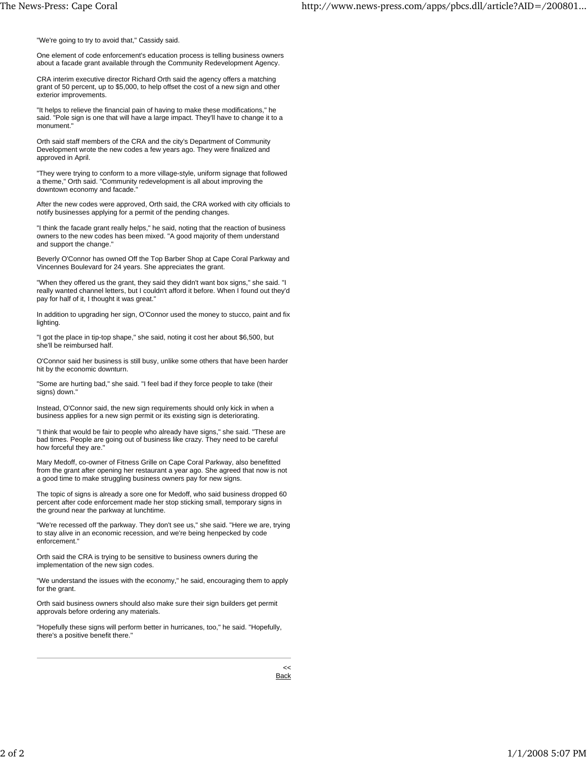"We're going to try to avoid that," Cassidy said.

One element of code enforcement's education process is telling business owners about a facade grant available through the Community Redevelopment Agency.

CRA interim executive director Richard Orth said the agency offers a matching grant of 50 percent, up to $5,000, to help offset the cost of a new sign and other exterior improvements.

"It helps to relieve the financial pain of having to make these modifications," he said. "Pole sign is one that will have a large impact. They'll have to change it to a monument."

Orth said staff members of the CRA and the city's Department of Community Development wrote the new codes a few years ago. They were finalized and approved in April.

"They were trying to conform to a more village-style, uniform signage that followed a theme," Orth said. "Community redevelopment is all about improving the downtown economy and facade."

After the new codes were approved, Orth said, the CRA worked with city officials to notify businesses applying for a permit of the pending changes.

"I think the facade grant really helps," he said, noting that the reaction of business owners to the new codes has been mixed. "A good majority of them understand and support the change."

Beverly O'Connor has owned Off the Top Barber Shop at Cape Coral Parkway and Vincennes Boulevard for 24 years. She appreciates the grant.

"When they offered us the grant, they said they didn't want box signs," she said. "I really wanted channel letters, but I couldn't afford it before. When I found out they'd pay for half of it, I thought it was great."

In addition to upgrading her sign, O'Connor used the money to stucco, paint and fix lighting.

"I got the place in tip-top shape," she said, noting it cost her about $6,500, but she'll be reimbursed half.

O'Connor said her business is still busy, unlike some others that have been harder hit by the economic downturn.

"Some are hurting bad," she said. "I feel bad if they force people to take (their signs) down."

Instead, O'Connor said, the new sign requirements should only kick in when a business applies for a new sign permit or its existing sign is deteriorating.

"I think that would be fair to people who already have signs," she said. "These are bad times. People are going out of business like crazy. They need to be careful how forceful they are."

Mary Medoff, co-owner of Fitness Grille on Cape Coral Parkway, also benefitted from the grant after opening her restaurant a year ago. She agreed that now is not a good time to make struggling business owners pay for new signs.

The topic of signs is already a sore one for Medoff, who said business dropped 60 percent after code enforcement made her stop sticking small, temporary signs in the ground near the parkway at lunchtime.

"We're recessed off the parkway. They don't see us," she said. "Here we are, trying to stay alive in an economic recession, and we're being henpecked by code enforcement."

Orth said the CRA is trying to be sensitive to business owners during the implementation of the new sign codes.

"We understand the issues with the economy," he said, encouraging them to apply for the grant.

Orth said business owners should also make sure their sign builders get permit approvals before ordering any materials.

"Hopefully these signs will perform better in hurricanes, too," he said. "Hopefully, there's a positive benefit there."

<< Back